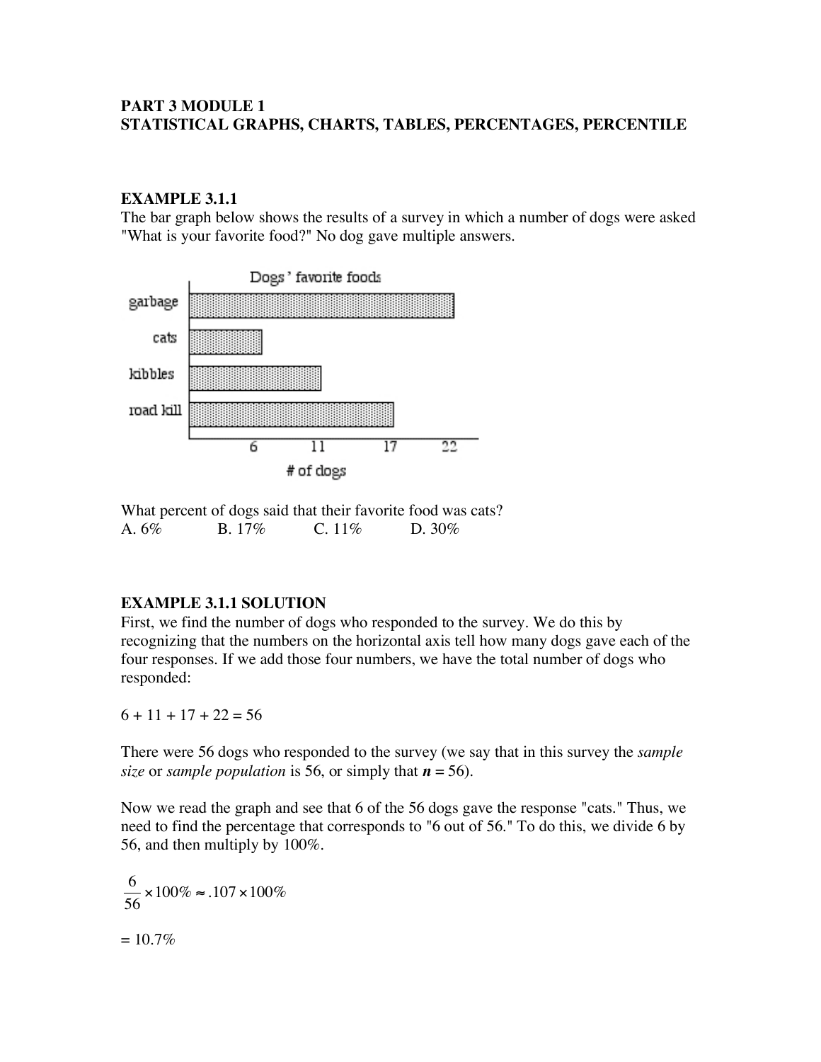**PART 3 MODULE 1**
**STATISTICAL GRAPHS, CHARTS, TABLES, PERCENTAGES, PERCENTILE**

### EXAMPLE 3.1.1

The bar graph below shows the results of a survey in which a number of dogs were asked "What is your favorite food?" No dog gave multiple answers.

Dogs' favorite foods

| Food | # of dogs |
|---|---|
| garbage | 22 |
| cats | 6 |
| kibbles | 11 |
| road kill | 17 |

What percent of dogs said that their favorite food was cats?

A. 6%  B. 17%  C. 11%  D. 30%

### EXAMPLE 3.1.1 SOLUTION

First, we find the number of dogs who responded to the survey. We do this by recognizing that the numbers on the horizontal axis tell how many dogs gave each of the four responses. If we add those four numbers, we have the total number of dogs who responded:

$$6 + 11 + 17 + 22 = 56$$

There were 56 dogs who responded to the survey (we say that in this survey the *sample size* or *sample population* is 56, or simply that $n = 56$).

Now we read the graph and see that 6 of the 56 dogs gave the response "cats." Thus, we need to find the percentage that corresponds to "6 out of 56." To do this, we divide 6 by 56, and then multiply by 100%.

$$\frac{6}{56} \times 100\% \approx .107 \times 100\%$$

$$= 10.7\%$$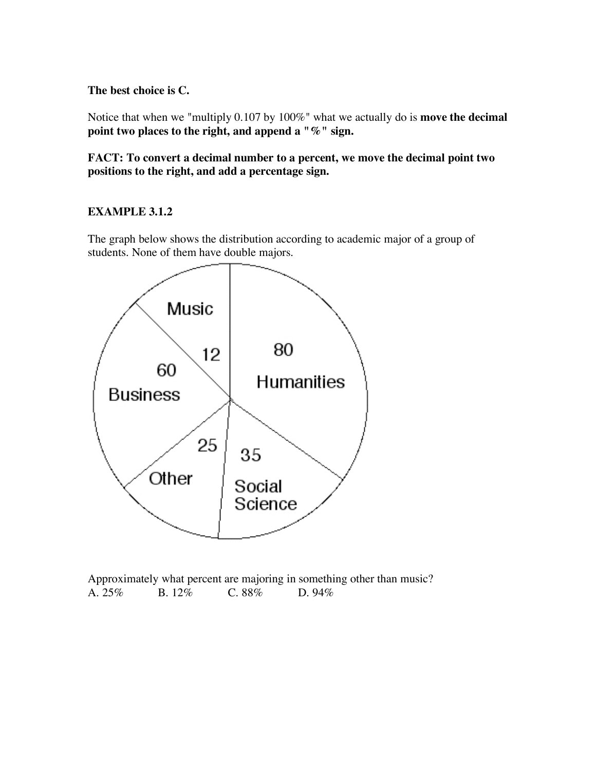**The best choice is C.**

Notice that when we "multiply 0.107 by 100%" what we actually do is **move the decimal point two places to the right, and append a "%" sign.**

**FACT: To convert a decimal number to a percent, we move the decimal point two positions to the right, and add a percentage sign.**

**EXAMPLE 3.1.2**

The graph below shows the distribution according to academic major of a group of students. None of them have double majors.

Approximately what percent are majoring in something other than music?

A. 25% B. 12% C. 88% D. 94%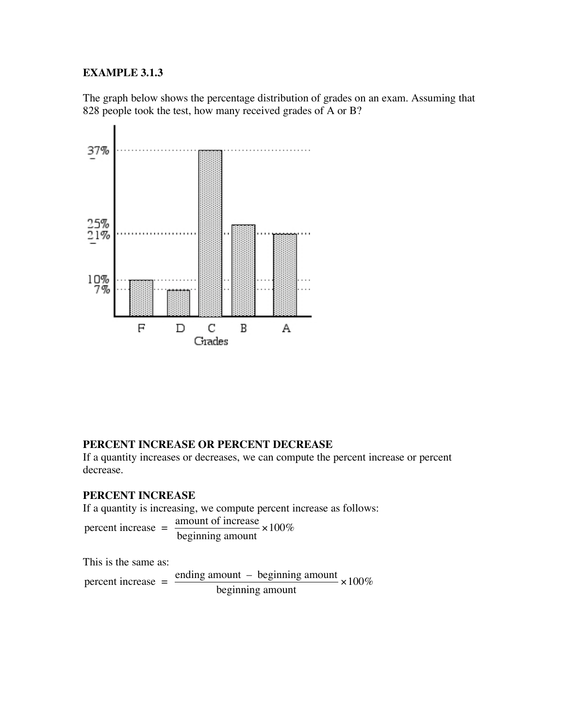**EXAMPLE 3.1.3**

The graph below shows the percentage distribution of grades on an exam. Assuming that 828 people took the test, how many received grades of A or B?

**PERCENT INCREASE OR PERCENT DECREASE**

If a quantity increases or decreases, we can compute the percent increase or percent decrease.

**PERCENT INCREASE**

If a quantity is increasing, we compute percent increase as follows:

$$\text{percent increase} = \frac{\text{amount of increase}}{\text{beginning amount}} \times 100\%$$

This is the same as:

$$\text{percent increase} = \frac{\text{ending amount} - \text{beginning amount}}{\text{beginning amount}} \times 100\%$$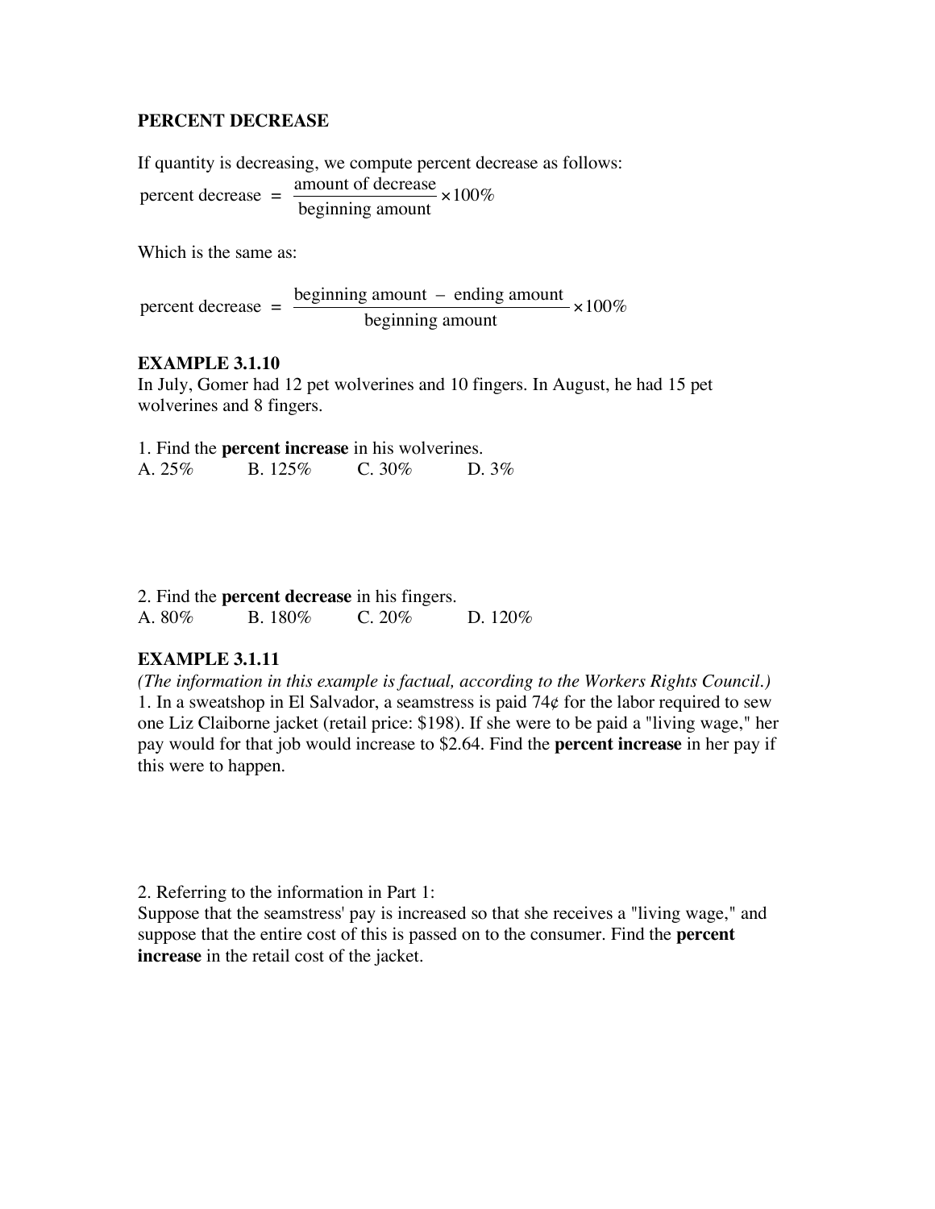## PERCENT DECREASE

If quantity is decreasing, we compute percent decrease as follows:

$$\text{percent decrease} = \frac{\text{amount of decrease}}{\text{beginning amount}} \times 100\%$$

Which is the same as:

$$\text{percent decrease} = \frac{\text{beginning amount} - \text{ending amount}}{\text{beginning amount}} \times 100\%$$

### EXAMPLE 3.1.10

In July, Gomer had 12 pet wolverines and 10 fingers. In August, he had 15 pet wolverines and 8 fingers.

1. Find the **percent increase** in his wolverines.

A. 25%  B. 125%  C. 30%  D. 3%

2. Find the **percent decrease** in his fingers.

A. 80%  B. 180%  C. 20%  D. 120%

### EXAMPLE 3.1.11

*(The information in this example is factual, according to the Workers Rights Council.)*

1. In a sweatshop in El Salvador, a seamstress is paid 74¢ for the labor required to sew one Liz Claiborne jacket (retail price: $198). If she were to be paid a "living wage," her pay would for that job would increase to $2.64. Find the **percent increase** in her pay if this were to happen.

2. Referring to the information in Part 1:
Suppose that the seamstress' pay is increased so that she receives a "living wage," and suppose that the entire cost of this is passed on to the consumer. Find the **percent increase** in the retail cost of the jacket.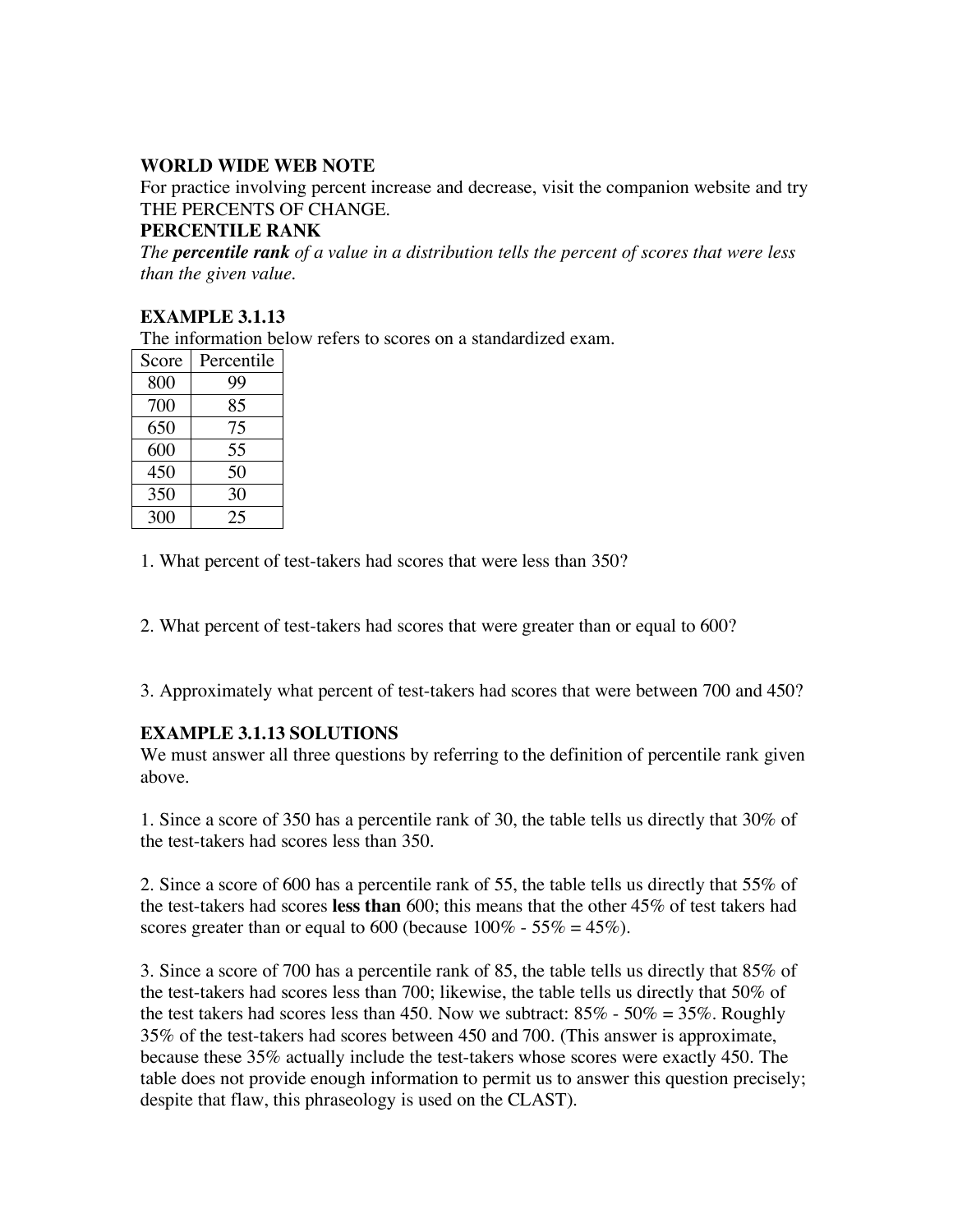**WORLD WIDE WEB NOTE**

For practice involving percent increase and decrease, visit the companion website and try THE PERCENTS OF CHANGE.

**PERCENTILE RANK**

*The **percentile rank** of a value in a distribution tells the percent of scores that were less than the given value.*

**EXAMPLE 3.1.13**

The information below refers to scores on a standardized exam.

| Score | Percentile |
|---|---|
| 800 | 99 |
| 700 | 85 |
| 650 | 75 |
| 600 | 55 |
| 450 | 50 |
| 350 | 30 |
| 300 | 25 |

1. What percent of test-takers had scores that were less than 350?

2. What percent of test-takers had scores that were greater than or equal to 600?

3. Approximately what percent of test-takers had scores that were between 700 and 450?

**EXAMPLE 3.1.13 SOLUTIONS**

We must answer all three questions by referring to the definition of percentile rank given above.

1. Since a score of 350 has a percentile rank of 30, the table tells us directly that 30% of the test-takers had scores less than 350.

2. Since a score of 600 has a percentile rank of 55, the table tells us directly that 55% of the test-takers had scores **less than** 600; this means that the other 45% of test takers had scores greater than or equal to 600 (because 100% - 55% = 45%).

3. Since a score of 700 has a percentile rank of 85, the table tells us directly that 85% of the test-takers had scores less than 700; likewise, the table tells us directly that 50% of the test takers had scores less than 450. Now we subtract: 85% - 50% = 35%. Roughly 35% of the test-takers had scores between 450 and 700. (This answer is approximate, because these 35% actually include the test-takers whose scores were exactly 450. The table does not provide enough information to permit us to answer this question precisely; despite that flaw, this phraseology is used on the CLAST).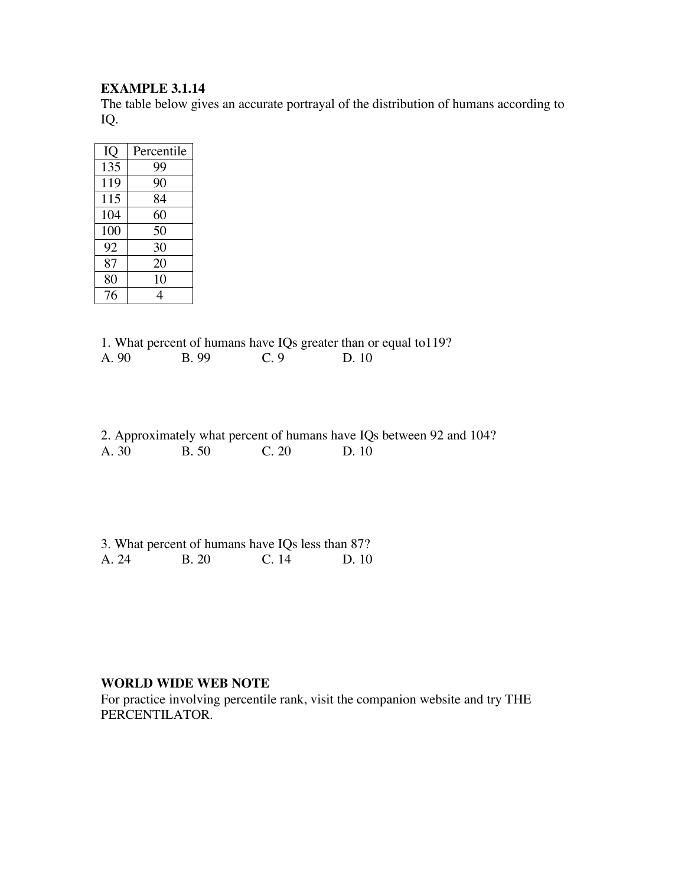**EXAMPLE 3.1.14**
The table below gives an accurate portrayal of the distribution of humans according to IQ.

| IQ | Percentile |
|---|---|
| 135 | 99 |
| 119 | 90 |
| 115 | 84 |
| 104 | 60 |
| 100 | 50 |
| 92 | 30 |
| 87 | 20 |
| 80 | 10 |
| 76 | 4 |

1. What percent of humans have IQs greater than or equal to119?
A. 90 B. 99 C. 9 D. 10

2. Approximately what percent of humans have IQs between 92 and 104?
A. 30 B. 50 C. 20 D. 10

3. What percent of humans have IQs less than 87?
A. 24 B. 20 C. 14 D. 10

**WORLD WIDE WEB NOTE**
For practice involving percentile rank, visit the companion website and try THE PERCENTILATOR.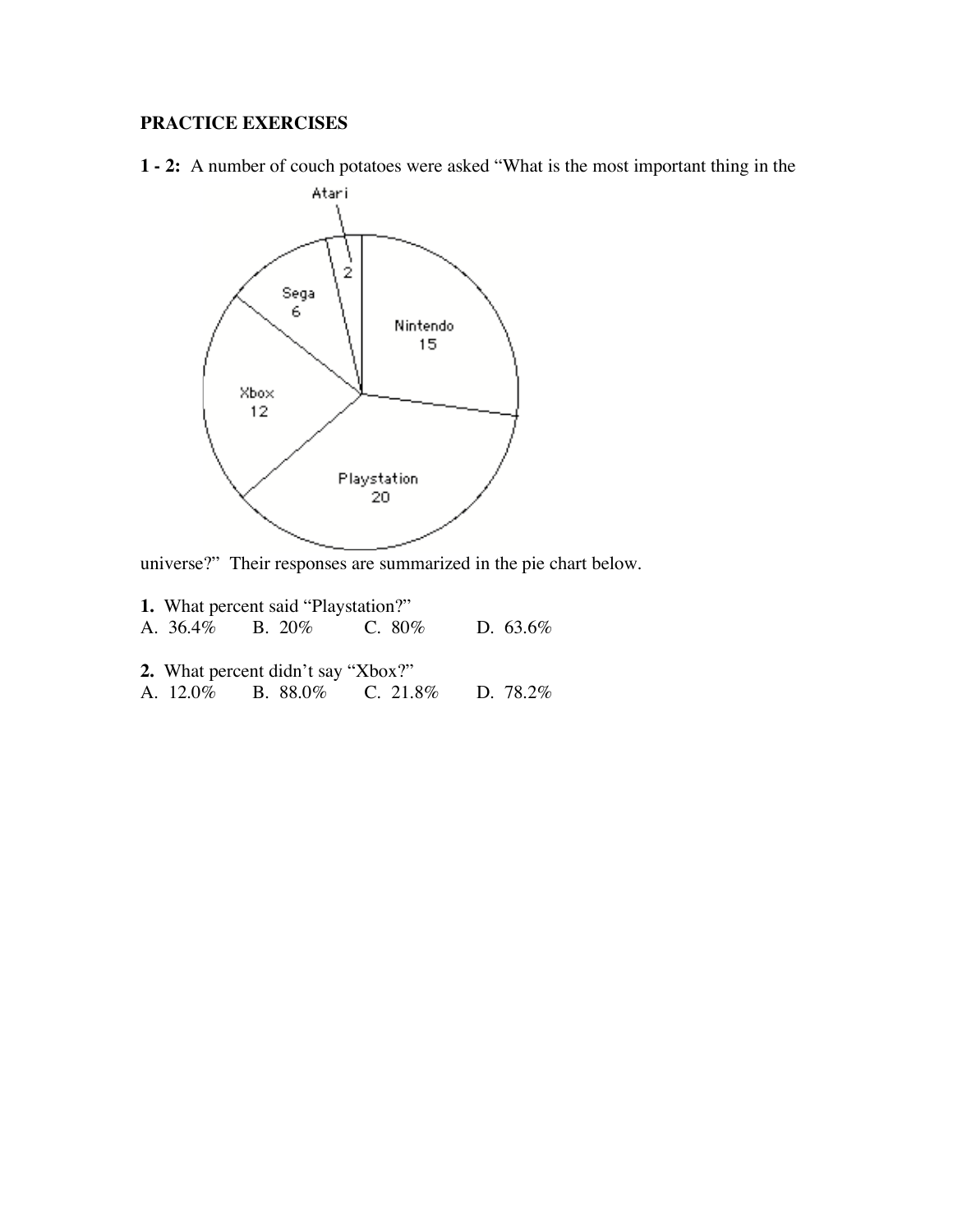**PRACTICE EXERCISES**

**1 - 2:** A number of couch potatoes were asked "What is the most important thing in the universe?" Their responses are summarized in the pie chart below.

**1.** What percent said "Playstation?"
A. 36.4% B. 20% C. 80% D. 63.6%

**2.** What percent didn't say "Xbox?"
A. 12.0% B. 88.0% C. 21.8% D. 78.2%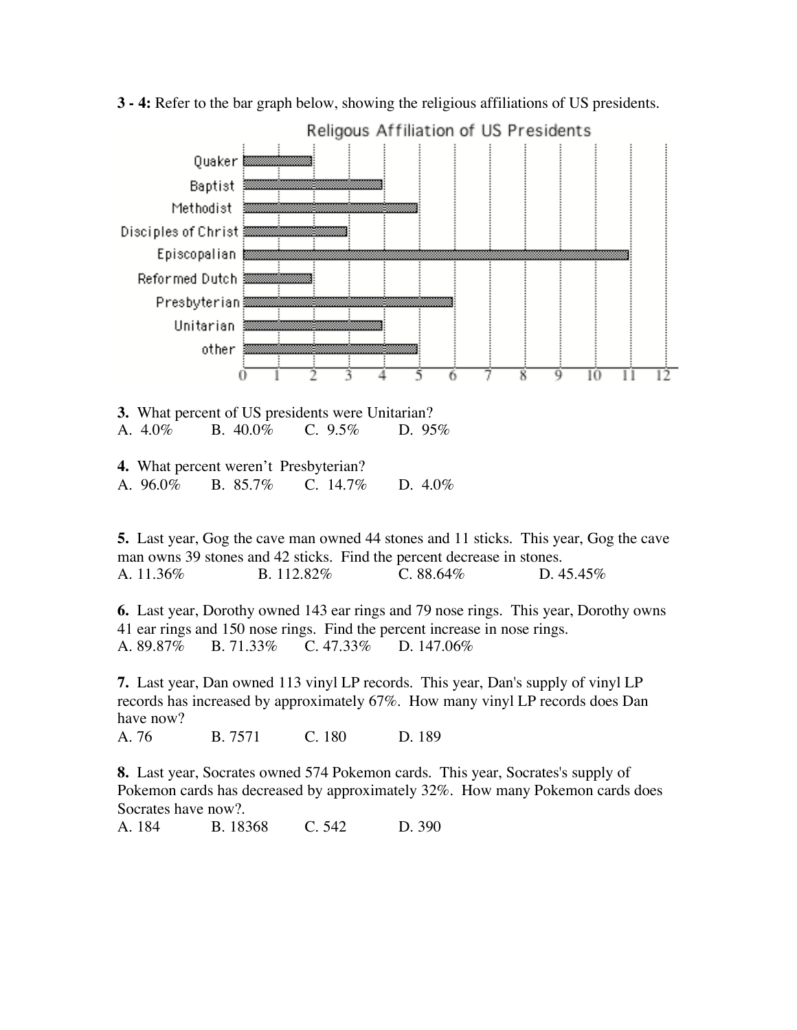**3 - 4:** Refer to the bar graph below, showing the religious affiliations of US presidents.

Religous Affiliation of US Presidents

| Affiliation | Number |
|---|---|
| Quaker | 2 |
| Baptist | 4 |
| Methodist | 5 |
| Disciples of Christ | 3 |
| Episcopalian | 11 |
| Reformed Dutch | 2 |
| Presbyterian | 6 |
| Unitarian | 4 |
| other | 5 |

**3.** What percent of US presidents were Unitarian?
A. 4.0% B. 40.0% C. 9.5% D. 95%

**4.** What percent weren't Presbyterian?
A. 96.0% B. 85.7% C. 14.7% D. 4.0%

**5.** Last year, Gog the cave man owned 44 stones and 11 sticks. This year, Gog the cave man owns 39 stones and 42 sticks. Find the percent decrease in stones.
A. 11.36% B. 112.82% C. 88.64% D. 45.45%

**6.** Last year, Dorothy owned 143 ear rings and 79 nose rings. This year, Dorothy owns 41 ear rings and 150 nose rings. Find the percent increase in nose rings.
A. 89.87% B. 71.33% C. 47.33% D. 147.06%

**7.** Last year, Dan owned 113 vinyl LP records. This year, Dan's supply of vinyl LP records has increased by approximately 67%. How many vinyl LP records does Dan have now?
A. 76 B. 7571 C. 180 D. 189

**8.** Last year, Socrates owned 574 Pokemon cards. This year, Socrates's supply of Pokemon cards has decreased by approximately 32%. How many Pokemon cards does Socrates have now?.
A. 184 B. 18368 C. 542 D. 390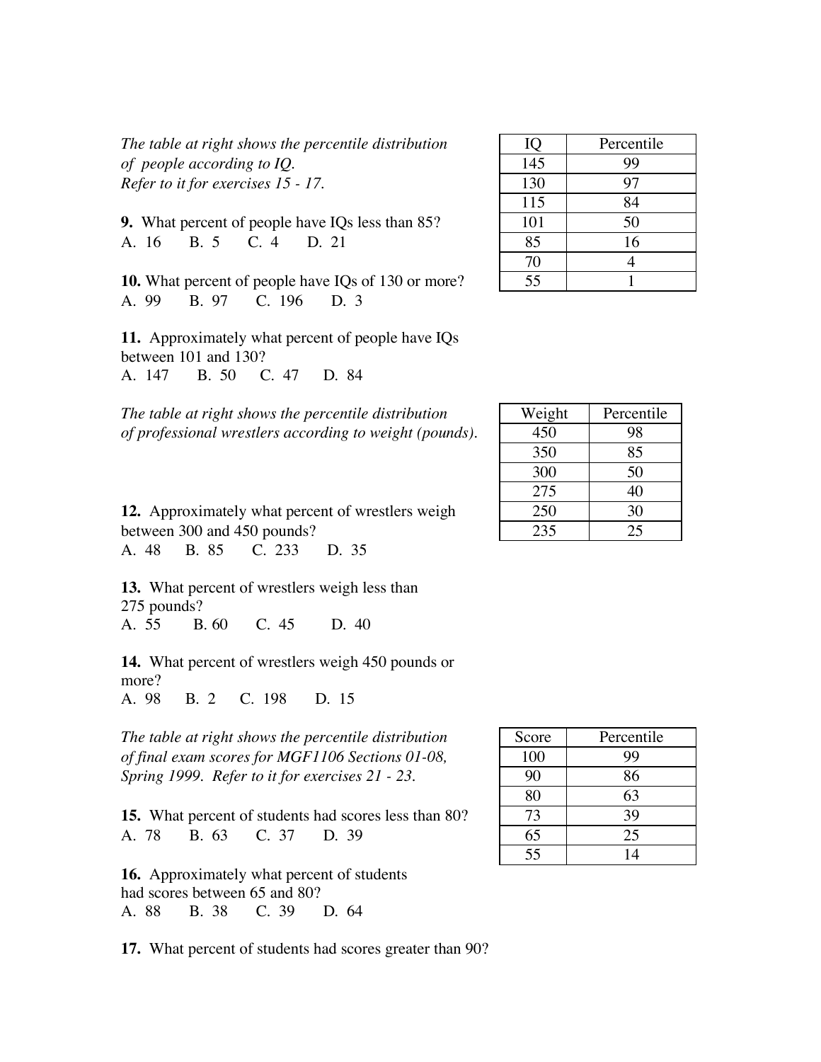*The table at right shows the percentile distribution of people according to IQ. Refer to it for exercises 15 - 17.*

| IQ | Percentile |
|---|---|
| 145 | 99 |
| 130 | 97 |
| 115 | 84 |
| 101 | 50 |
| 85 | 16 |
| 70 | 4 |
| 55 | 1 |

**9.** What percent of people have IQs less than 85?
A. 16 B. 5 C. 4 D. 21

**10.** What percent of people have IQs of 130 or more?
A. 99 B. 97 C. 196 D. 3

**11.** Approximately what percent of people have IQs between 101 and 130?
A. 147 B. 50 C. 47 D. 84

*The table at right shows the percentile distribution of professional wrestlers according to weight (pounds).*

| Weight | Percentile |
|---|---|
| 450 | 98 |
| 350 | 85 |
| 300 | 50 |
| 275 | 40 |
| 250 | 30 |
| 235 | 25 |

**12.** Approximately what percent of wrestlers weigh between 300 and 450 pounds?
A. 48 B. 85 C. 233 D. 35

**13.** What percent of wrestlers weigh less than 275 pounds?
A. 55 B. 60 C. 45 D. 40

**14.** What percent of wrestlers weigh 450 pounds or more?
A. 98 B. 2 C. 198 D. 15

*The table at right shows the percentile distribution of final exam scores for MGF1106 Sections 01-08, Spring 1999. Refer to it for exercises 21 - 23.*

| Score | Percentile |
|---|---|
| 100 | 99 |
| 90 | 86 |
| 80 | 63 |
| 73 | 39 |
| 65 | 25 |
| 55 | 14 |

**15.** What percent of students had scores less than 80?
A. 78 B. 63 C. 37 D. 39

**16.** Approximately what percent of students had scores between 65 and 80?
A. 88 B. 38 C. 39 D. 64

**17.** What percent of students had scores greater than 90?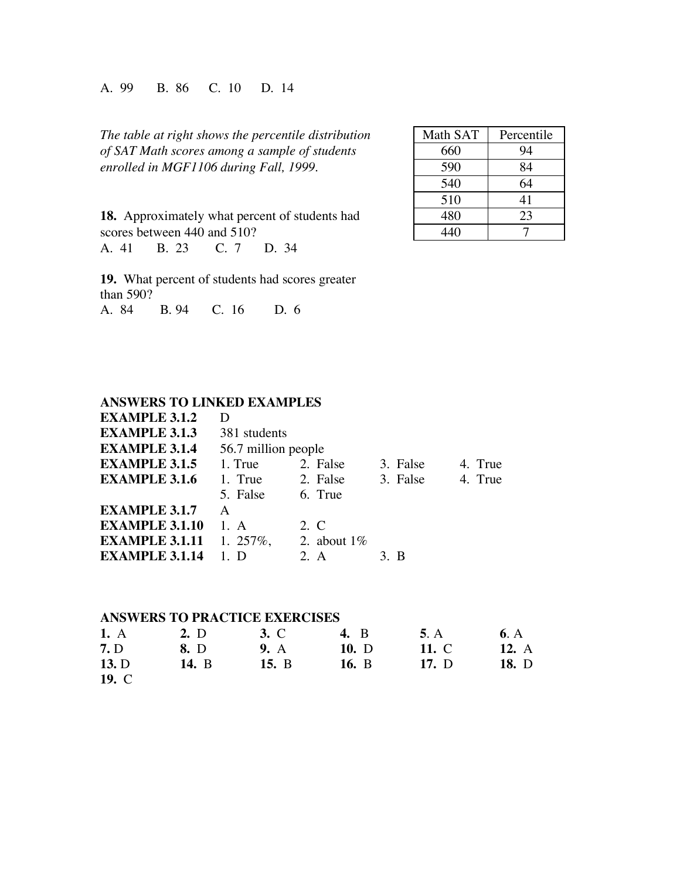A. 99  B. 86  C. 10  D. 14

*The table at right shows the percentile distribution of SAT Math scores among a sample of students enrolled in MGF1106 during Fall, 1999.*

| Math SAT | Percentile |
|---|---|
| 660 | 94 |
| 590 | 84 |
| 540 | 64 |
| 510 | 41 |
| 480 | 23 |
| 440 | 7 |

**18.** Approximately what percent of students had scores between 440 and 510?
A. 41  B. 23  C. 7  D. 34

**19.** What percent of students had scores greater than 590?
A. 84  B. 94  C. 16  D. 6

**ANSWERS TO LINKED EXAMPLES**

| | | | | |
|---|---|---|---|---|
| **EXAMPLE 3.1.2** | D | | | |
| **EXAMPLE 3.1.3** | 381 students | | | |
| **EXAMPLE 3.1.4** | 56.7 million people | | | |
| **EXAMPLE 3.1.5** | 1. True | 2. False | 3. False | 4. True |
| **EXAMPLE 3.1.6** | 1. True | 2. False | 3. False | 4. True |
| | 5. False | 6. True | | |
| **EXAMPLE 3.1.7** | A | | | |
| **EXAMPLE 3.1.10** | 1. A | 2. C | | |
| **EXAMPLE 3.1.11** | 1. 257%, | 2. about 1% | | |
| **EXAMPLE 3.1.14** | 1. D | 2. A | 3. B | |

**ANSWERS TO PRACTICE EXERCISES**

| | | | | | |
|---|---|---|---|---|---|
| **1.** A | **2.** D | **3.** C | **4.** B | **5**. A | **6**. A |
| **7.** D | **8.** D | **9.** A | **10.** D | **11.** C | **12.** A |
| **13.** D | **14.** B | **15.** B | **16.** B | **17.** D | **18.** D |
| **19.** C | | | | | |